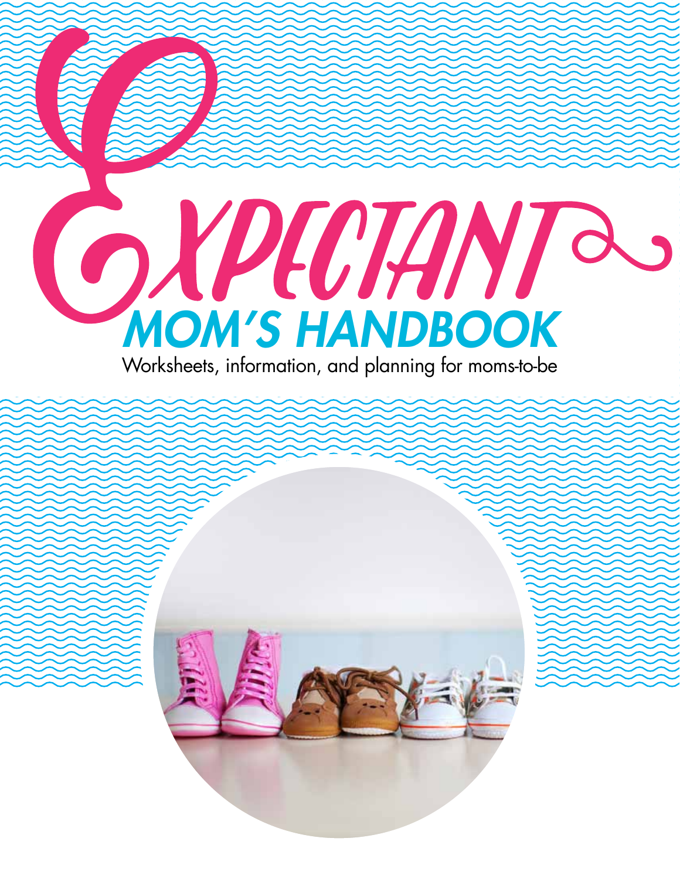# Expectant Mom's Handbook

Worksheets, information, and planning for moms-to-be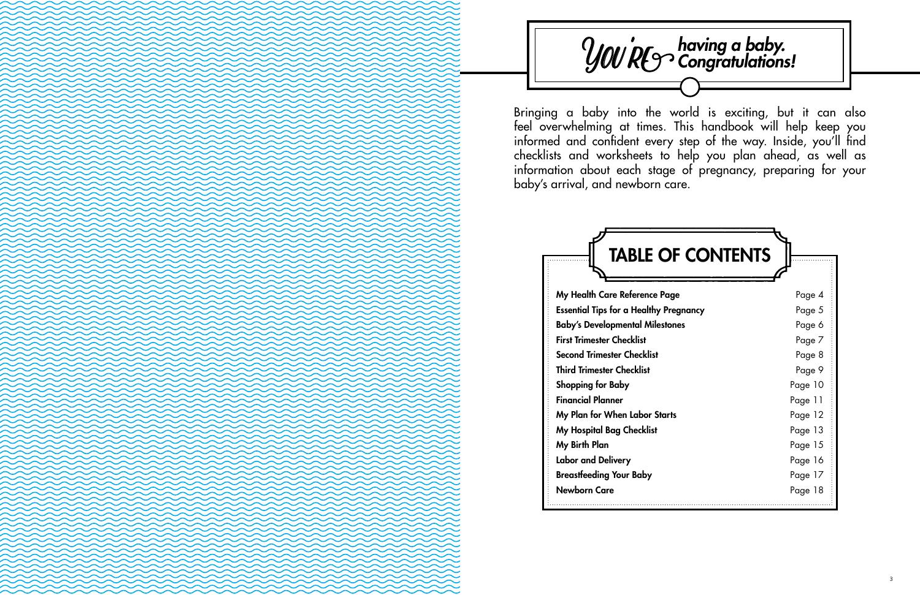# You're having a baby. Congratulations!

Bringing a baby into the world is exciting, but it can also feel overwhelming at times. This handbook will help keep you informed and confident every step of the way. Inside, you'll find checklists and worksheets to help you plan ahead, as well as information about each stage of pregnancy, preparing for your baby's arrival, and newborn care.

## TABLE OF CONTENTS

| | |
|---|---|
| **My Health Care Reference Page** | Page 4 |
| **Essential Tips for a Healthy Pregnancy** | Page 5 |
| **Baby's Developmental Milestones** | Page 6 |
| **First Trimester Checklist** | Page 7 |
| **Second Trimester Checklist** | Page 8 |
| **Third Trimester Checklist** | Page 9 |
| **Shopping for Baby** | Page 10 |
| **Financial Planner** | Page 11 |
| **My Plan for When Labor Starts** | Page 12 |
| **My Hospital Bag Checklist** | Page 13 |
| **My Birth Plan** | Page 15 |
| **Labor and Delivery** | Page 16 |
| **Breastfeeding Your Baby** | Page 17 |
| **Newborn Care** | Page 18 |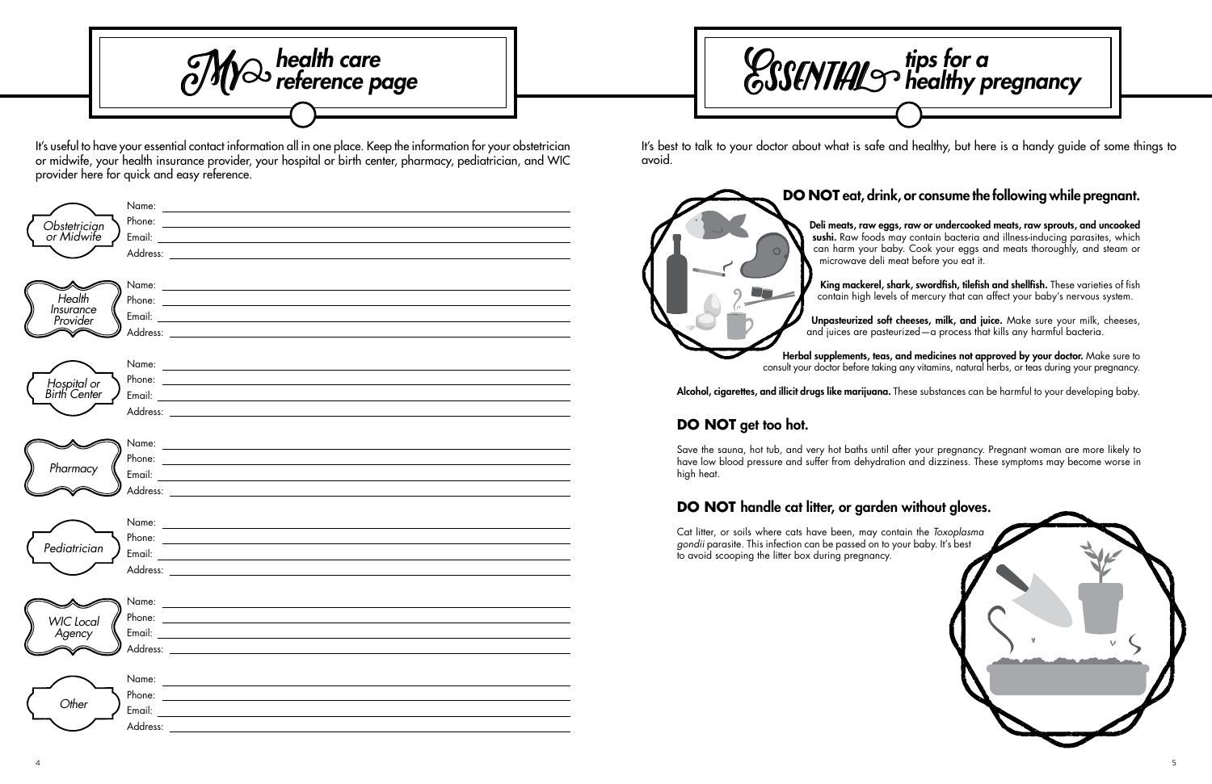# My health care reference page

It's useful to have your essential contact information all in one place. Keep the information for your obstetrician or midwife, your health insurance provider, your hospital or birth center, pharmacy, pediatrician, and WIC provider here for quick and easy reference.

*Obstetrician or Midwife*

Name: ______________________

Phone: ______________________

Email: ______________________

Address: ______________________

*Health Insurance Provider*

Name: ______________________

Phone: ______________________

Email: ______________________

Address: ______________________

*Hospital or Birth Center*

Name: ______________________

Phone: ______________________

Email: ______________________

Address: ______________________

*Pharmacy*

Name: ______________________

Phone: ______________________

Email: ______________________

Address: ______________________

*Pediatrician*

Name: ______________________

Phone: ______________________

Email: ______________________

Address: ______________________

*WIC Local Agency*

Name: ______________________

Phone: ______________________

Email: ______________________

Address: ______________________

*Other*

Name: ______________________

Phone: ______________________

Email: ______________________

Address: ______________________

# Essential tips for a healthy pregnancy

It's best to talk to your doctor about what is safe and healthy, but here is a handy guide of some things to avoid.

## DO NOT eat, drink, or consume the following while pregnant.

**Deli meats, raw eggs, raw or undercooked meats, raw sprouts, and uncooked sushi.** Raw foods may contain bacteria and illness-inducing parasites, which can harm your baby. Cook your eggs and meats thoroughly, and steam or microwave deli meat before you eat it.

**King mackerel, shark, swordfish, tilefish and shellfish.** These varieties of fish contain high levels of mercury that can affect your baby's nervous system.

**Unpasteurized soft cheeses, milk, and juice.** Make sure your milk, cheeses, and juices are pasteurized—a process that kills any harmful bacteria.

**Herbal supplements, teas, and medicines not approved by your doctor.** Make sure to consult your doctor before taking any vitamins, natural herbs, or teas during your pregnancy.

**Alcohol, cigarettes, and illicit drugs like marijuana.** These substances can be harmful to your developing baby.

## DO NOT get too hot.

Save the sauna, hot tub, and very hot baths until after your pregnancy. Pregnant woman are more likely to have low blood pressure and suffer from dehydration and dizziness. These symptoms may become worse in high heat.

## DO NOT handle cat litter, or garden without gloves.

Cat litter, or soils where cats have been, may contain the *Toxoplasma gondii* parasite. This infection can be passed on to your baby. It's best to avoid scooping the litter box during pregnancy.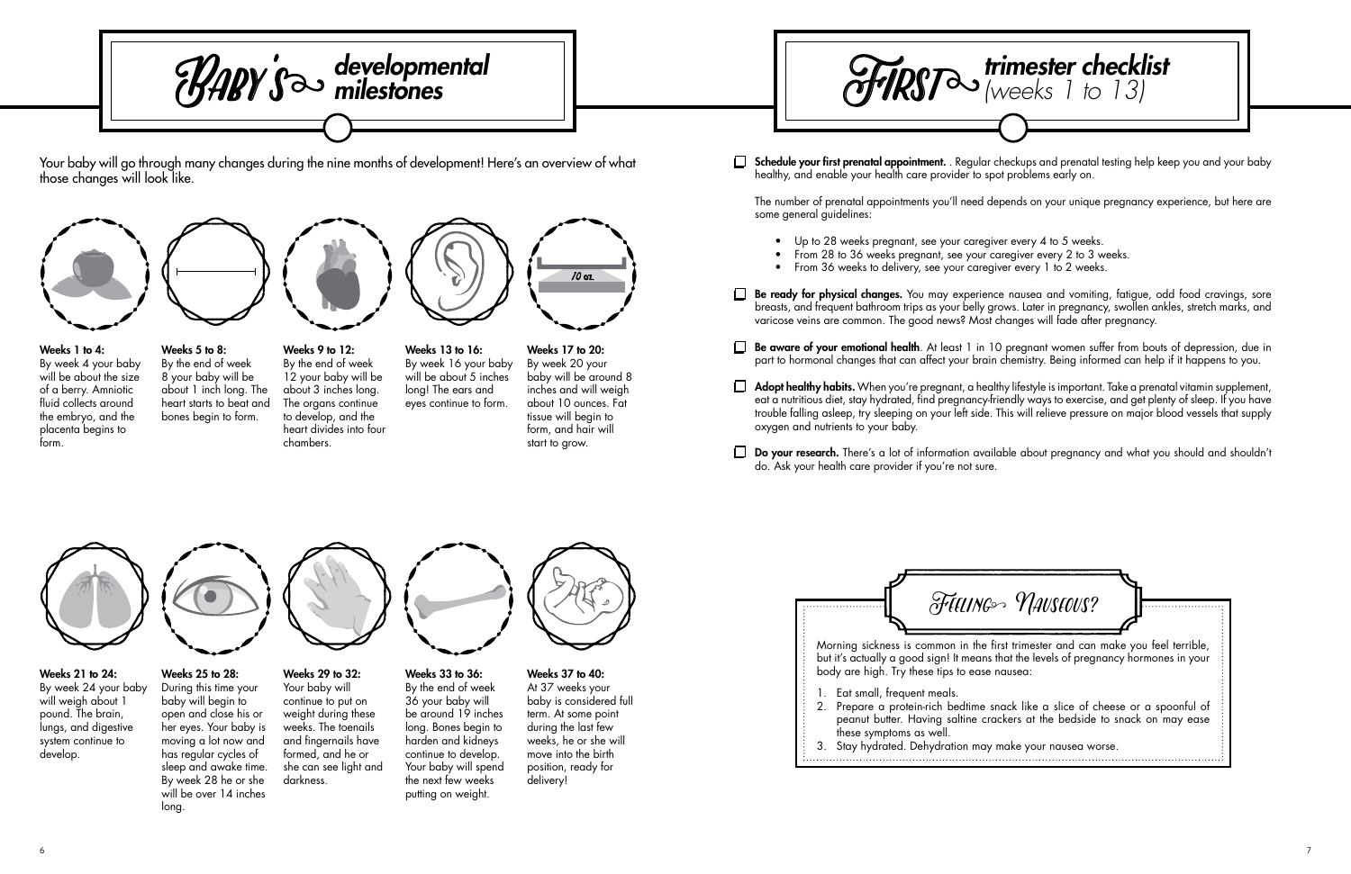# Baby's developmental milestones

Your baby will go through many changes during the nine months of development! Here's an overview of what those changes will look like.

**Weeks 1 to 4:**
By week 4 your baby will be about the size of a berry. Amniotic fluid collects around the embryo, and the placenta begins to form.

**Weeks 5 to 8:**
By the end of week 8 your baby will be about 1 inch long. The heart starts to beat and bones begin to form.

**Weeks 9 to 12:**
By the end of week 12 your baby will be about 3 inches long. The organs continue to develop, and the heart divides into four chambers.

**Weeks 13 to 16:**
By week 16 your baby will be about 5 inches long! The ears and eyes continue to form.

**Weeks 17 to 20:**
By week 20 your baby will be around 8 inches and will weigh about 10 ounces. Fat tissue will begin to form, and hair will start to grow.

**Weeks 21 to 24:**
By week 24 your baby will weigh about 1 pound. The brain, lungs, and digestive system continue to develop.

**Weeks 25 to 28:**
During this time your baby will begin to open and close his or her eyes. Your baby is moving a lot now and has regular cycles of sleep and awake time. By week 28 he or she will be over 14 inches long.

**Weeks 29 to 32:**
Your baby will continue to put on weight during these weeks. The toenails and fingernails have formed, and he or she can see light and darkness.

**Weeks 33 to 36:**
By the end of week 36 your baby will be around 19 inches long. Bones begin to harden and kidneys continue to develop. Your baby will spend the next few weeks putting on weight.

**Weeks 37 to 40:**
At 37 weeks your baby is considered full term. At some point during the last few weeks, he or she will move into the birth position, ready for delivery!

# First trimester checklist *(weeks 1 to 13)*

- [ ] **Schedule your first prenatal appointment.** . Regular checkups and prenatal testing help keep you and your baby healthy, and enable your health care provider to spot problems early on.

  The number of prenatal appointments you'll need depends on your unique pregnancy experience, but here are some general guidelines:

  - Up to 28 weeks pregnant, see your caregiver every 4 to 5 weeks.
  - From 28 to 36 weeks pregnant, see your caregiver every 2 to 3 weeks.
  - From 36 weeks to delivery, see your caregiver every 1 to 2 weeks.

- [ ] **Be ready for physical changes.** You may experience nausea and vomiting, fatigue, odd food cravings, sore breasts, and frequent bathroom trips as your belly grows. Later in pregnancy, swollen ankles, stretch marks, and varicose veins are common. The good news? Most changes will fade after pregnancy.

- [ ] **Be aware of your emotional health**. At least 1 in 10 pregnant women suffer from bouts of depression, due in part to hormonal changes that can affect your brain chemistry. Being informed can help if it happens to you.

- [ ] **Adopt healthy habits.** When you're pregnant, a healthy lifestyle is important. Take a prenatal vitamin supplement, eat a nutritious diet, stay hydrated, find pregnancy-friendly ways to exercise, and get plenty of sleep. If you have trouble falling asleep, try sleeping on your left side. This will relieve pressure on major blood vessels that supply oxygen and nutrients to your baby.

- [ ] **Do your research.** There's a lot of information available about pregnancy and what you should and shouldn't do. Ask your health care provider if you're not sure.

## Feeling Nauseous?

Morning sickness is common in the first trimester and can make you feel terrible, but it's actually a good sign! It means that the levels of pregnancy hormones in your body are high. Try these tips to ease nausea:

1. Eat small, frequent meals.
2. Prepare a protein-rich bedtime snack like a slice of cheese or a spoonful of peanut butter. Having saltine crackers at the bedside to snack on may ease these symptoms as well.
3. Stay hydrated. Dehydration may make your nausea worse.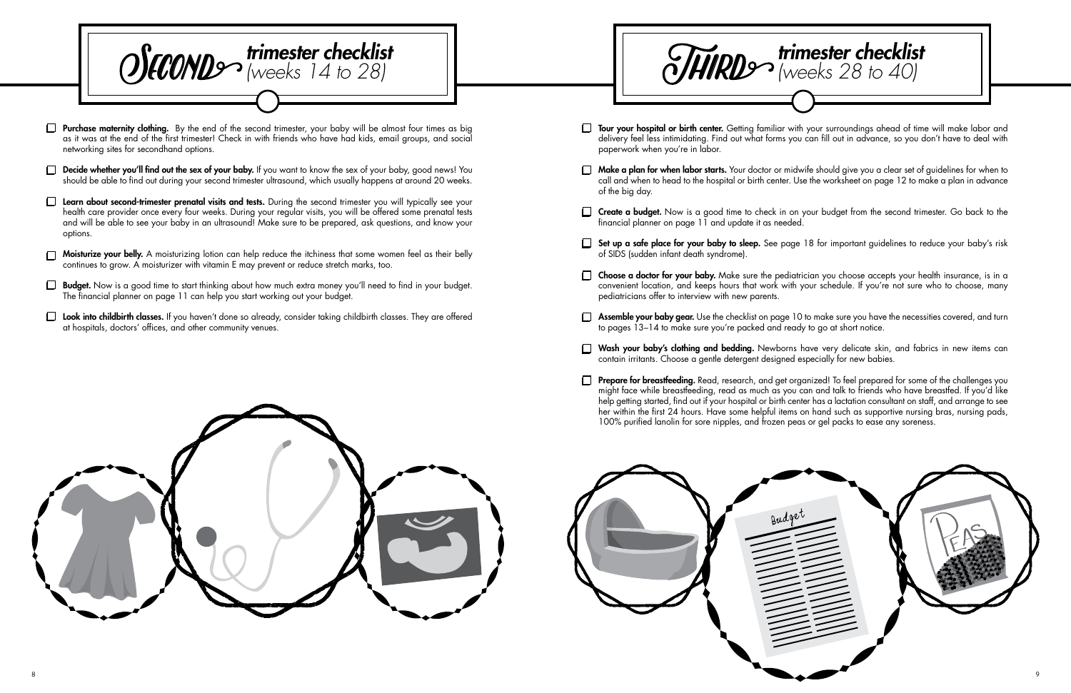# Second trimester checklist (weeks 14 to 28)

- [ ] **Purchase maternity clothing.** By the end of the second trimester, your baby will be almost four times as big as it was at the end of the first trimester! Check in with friends who have had kids, email groups, and social networking sites for secondhand options.
- [ ] **Decide whether you'll find out the sex of your baby.** If you want to know the sex of your baby, good news! You should be able to find out during your second trimester ultrasound, which usually happens at around 20 weeks.
- [ ] **Learn about second-trimester prenatal visits and tests.** During the second trimester you will typically see your health care provider once every four weeks. During your regular visits, you will be offered some prenatal tests and will be able to see your baby in an ultrasound! Make sure to be prepared, ask questions, and know your options.
- [ ] **Moisturize your belly.** A moisturizing lotion can help reduce the itchiness that some women feel as their belly continues to grow. A moisturizer with vitamin E may prevent or reduce stretch marks, too.
- [ ] **Budget.** Now is a good time to start thinking about how much extra money you'll need to find in your budget. The financial planner on page 11 can help you start working out your budget.
- [ ] **Look into childbirth classes.** If you haven't done so already, consider taking childbirth classes. They are offered at hospitals, doctors' offices, and other community venues.

# Third trimester checklist (weeks 28 to 40)

- [ ] **Tour your hospital or birth center.** Getting familiar with your surroundings ahead of time will make labor and delivery feel less intimidating. Find out what forms you can fill out in advance, so you don't have to deal with paperwork when you're in labor.
- [ ] **Make a plan for when labor starts.** Your doctor or midwife should give you a clear set of guidelines for when to call and when to head to the hospital or birth center. Use the worksheet on page 12 to make a plan in advance of the big day.
- [ ] **Create a budget.** Now is a good time to check in on your budget from the second trimester. Go back to the financial planner on page 11 and update it as needed.
- [ ] **Set up a safe place for your baby to sleep.** See page 18 for important guidelines to reduce your baby's risk of SIDS (sudden infant death syndrome).
- [ ] **Choose a doctor for your baby.** Make sure the pediatrician you choose accepts your health insurance, is in a convenient location, and keeps hours that work with your schedule. If you're not sure who to choose, many pediatricians offer to interview with new parents.
- [ ] **Assemble your baby gear.** Use the checklist on page 10 to make sure you have the necessities covered, and turn to pages 13–14 to make sure you're packed and ready to go at short notice.
- [ ] **Wash your baby's clothing and bedding.** Newborns have very delicate skin, and fabrics in new items can contain irritants. Choose a gentle detergent designed especially for new babies.
- [ ] **Prepare for breastfeeding.** Read, research, and get organized! To feel prepared for some of the challenges you might face while breastfeeding, read as much as you can and talk to friends who have breastfed. If you'd like help getting started, find out if your hospital or birth center has a lactation consultant on staff, and arrange to see her within the first 24 hours. Have some helpful items on hand such as supportive nursing bras, nursing pads, 100% purified lanolin for sore nipples, and frozen peas or gel packs to ease any soreness.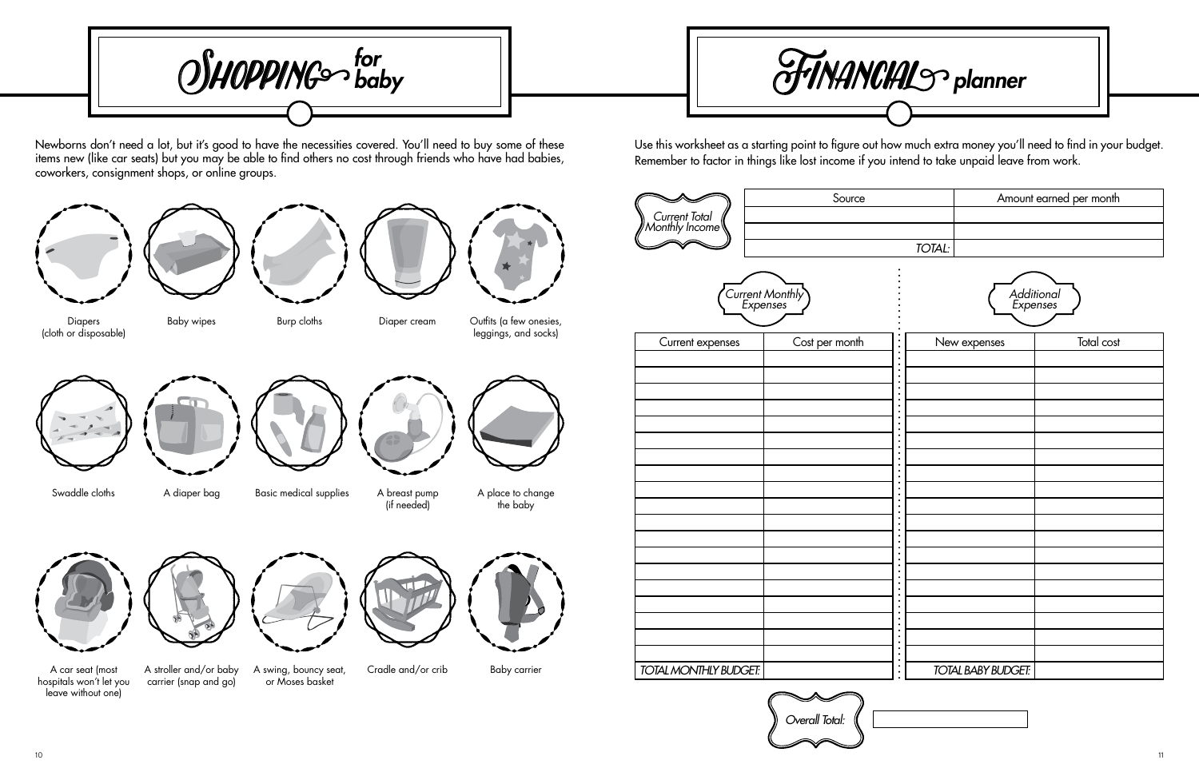# Shopping for baby

Newborns don't need a lot, but it's good to have the necessities covered. You'll need to buy some of these items new (like car seats) but you may be able to find others no cost through friends who have had babies, coworkers, consignment shops, or online groups.

- Diapers (cloth or disposable)
- Baby wipes
- Burp cloths
- Diaper cream
- Outfits (a few onesies, leggings, and socks)
- Swaddle cloths
- A diaper bag
- Basic medical supplies
- A breast pump (if needed)
- A place to change the baby
- A car seat (most hospitals won't let you leave without one)
- A stroller and/or baby carrier (snap and go)
- A swing, bouncy seat, or Moses basket
- Cradle and/or crib
- Baby carrier

# Financial planner

Use this worksheet as a starting point to figure out how much extra money you'll need to find in your budget. Remember to factor in things like lost income if you intend to take unpaid leave from work.

*Current Total Monthly Income*

| Source | Amount earned per month |
| --- | --- |
| | |
| | |
| *TOTAL:* | |

*Current Monthly Expenses*

| Current expenses | Cost per month |
| --- | --- |
| | |
| | |
| | |
| | |
| | |
| | |
| | |
| | |
| | |
| | |
| | |
| | |
| | |
| | |
| | |
| | |
| | |
| | |
| | |
| *TOTAL MONTHLY BUDGET:* | |

*Additional Expenses*

| New expenses | Total cost |
| --- | --- |
| | |
| | |
| | |
| | |
| | |
| | |
| | |
| | |
| | |
| | |
| | |
| | |
| | |
| | |
| | |
| | |
| | |
| | |
| | |
| *TOTAL BABY BUDGET:* | |

*Overall Total:* ____________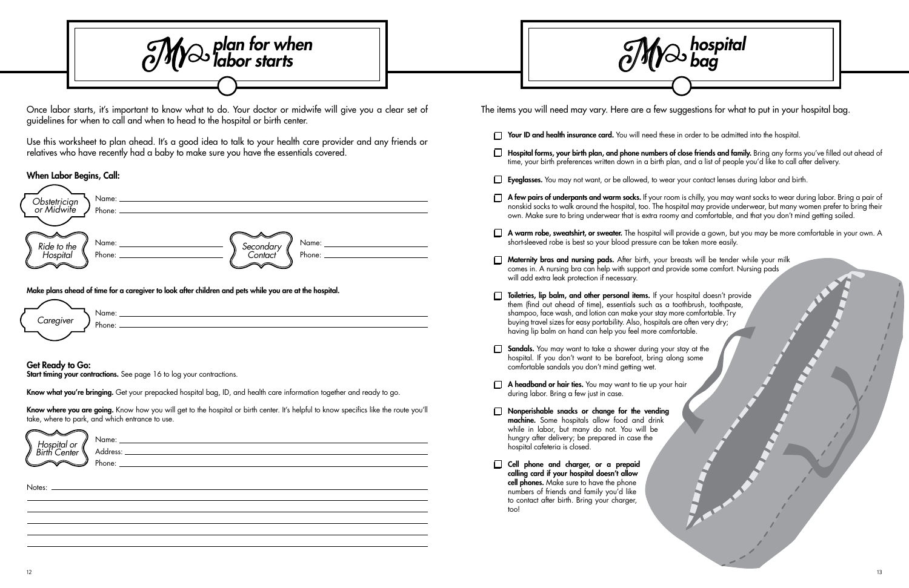# My plan for when labor starts

Once labor starts, it's important to know what to do. Your doctor or midwife will give you a clear set of guidelines for when to call and when to head to the hospital or birth center.

Use this worksheet to plan ahead. It's a good idea to talk to your health care provider and any friends or relatives who have recently had a baby to make sure you have the essentials covered.

### When Labor Begins, Call:

*Obstetrician or Midwife*
Name: ______________________
Phone: ______________________

*Ride to the Hospital*
Name: ______________________
Phone: ______________________

*Secondary Contact*
Name: ______________________
Phone: ______________________

**Make plans ahead of time for a caregiver to look after children and pets while you are at the hospital.**

*Caregiver*
Name: ______________________
Phone: ______________________

### Get Ready to Go:

**Start timing your contractions.** See page 16 to log your contractions.

**Know what you're bringing.** Get your prepacked hospital bag, ID, and health care information together and ready to go.

**Know where you are going.** Know how you will get to the hospital or birth center. It's helpful to know specifics like the route you'll take, where to park, and which entrance to use.

*Hospital or Birth Center*
Name: ______________________
Address: ______________________
Phone: ______________________

Notes: ______________________

# My hospital bag

The items you will need may vary. Here are a few suggestions for what to put in your hospital bag.

- [ ] **Your ID and health insurance card.** You will need these in order to be admitted into the hospital.
- [ ] **Hospital forms, your birth plan, and phone numbers of close friends and family.** Bring any forms you've filled out ahead of time, your birth preferences written down in a birth plan, and a list of people you'd like to call after delivery.
- [ ] **Eyeglasses.** You may not want, or be allowed, to wear your contact lenses during labor and birth.
- [ ] **A few pairs of underpants and warm socks.** If your room is chilly, you may want socks to wear during labor. Bring a pair of nonskid socks to walk around the hospital, too. The hospital may provide underwear, but many women prefer to bring their own. Make sure to bring underwear that is extra roomy and comfortable, and that you don't mind getting soiled.
- [ ] **A warm robe, sweatshirt, or sweater.** The hospital will provide a gown, but you may be more comfortable in your own. A short-sleeved robe is best so your blood pressure can be taken more easily.
- [ ] **Maternity bras and nursing pads.** After birth, your breasts will be tender while your milk comes in. A nursing bra can help with support and provide some comfort. Nursing pads will add extra leak protection if necessary.
- [ ] **Toiletries, lip balm, and other personal items.** If your hospital doesn't provide them (find out ahead of time), essentials such as a toothbrush, toothpaste, shampoo, face wash, and lotion can make your stay more comfortable. Try buying travel sizes for easy portability. Also, hospitals are often very dry; having lip balm on hand can help you feel more comfortable.
- [ ] **Sandals.** You may want to take a shower during your stay at the hospital. If you don't want to be barefoot, bring along some comfortable sandals you don't mind getting wet.
- [ ] **A headband or hair ties.** You may want to tie up your hair during labor. Bring a few just in case.
- [ ] **Nonperishable snacks or change for the vending machine.** Some hospitals allow food and drink while in labor, but many do not. You will be hungry after delivery; be prepared in case the hospital cafeteria is closed.
- [ ] **Cell phone and charger, or a prepaid calling card if your hospital doesn't allow cell phones.** Make sure to have the phone numbers of friends and family you'd like to contact after birth. Bring your charger, too!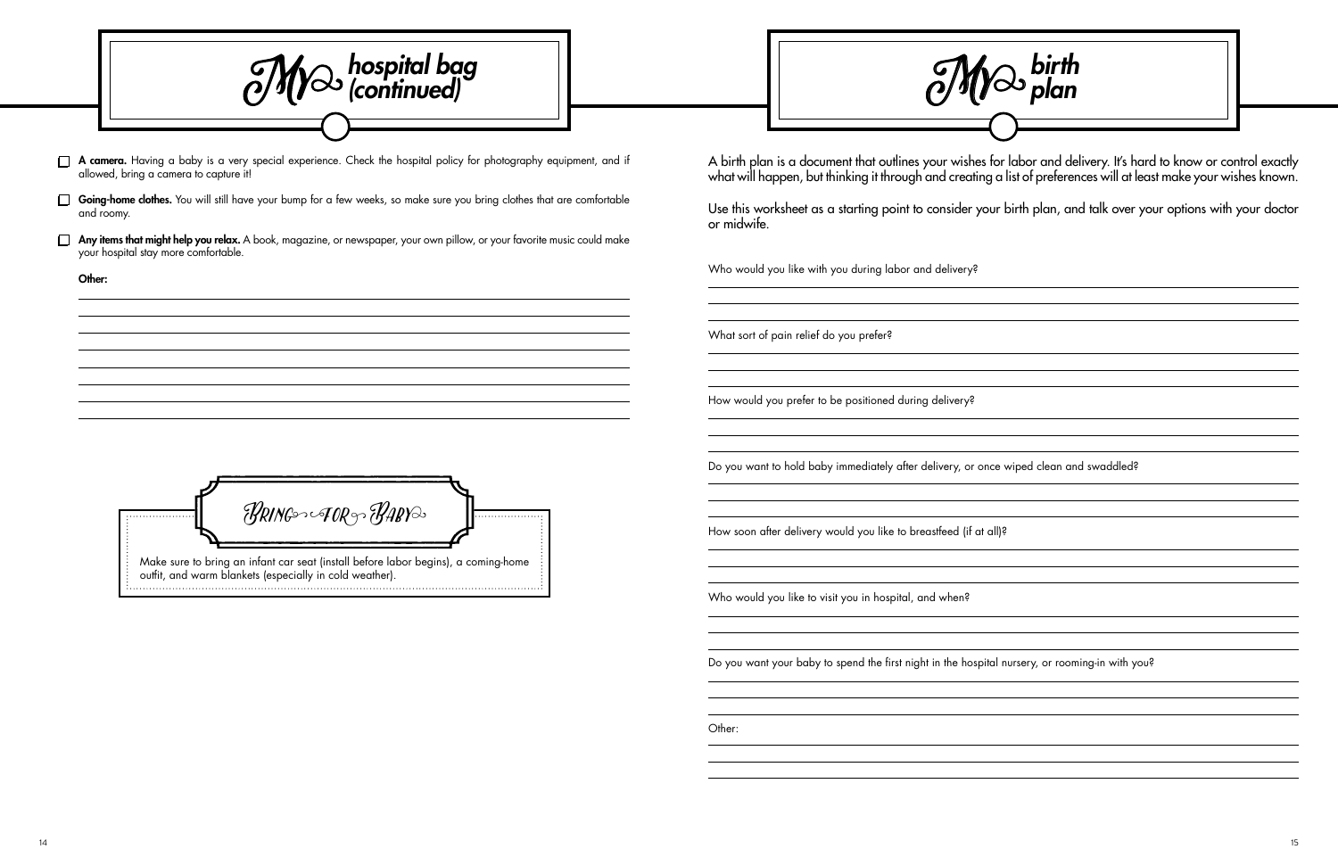# My hospital bag (continued)

- [ ] **A camera.** Having a baby is a very special experience. Check the hospital policy for photography equipment, and if allowed, bring a camera to capture it!
- [ ] **Going-home clothes.** You will still have your bump for a few weeks, so make sure you bring clothes that are comfortable and roomy.
- [ ] **Any items that might help you relax.** A book, magazine, or newspaper, your own pillow, or your favorite music could make your hospital stay more comfortable.

**Other:**

## Bring for Baby

Make sure to bring an infant car seat (install before labor begins), a coming-home outfit, and warm blankets (especially in cold weather).

# My birth plan

A birth plan is a document that outlines your wishes for labor and delivery. It's hard to know or control exactly what will happen, but thinking it through and creating a list of preferences will at least make your wishes known.

Use this worksheet as a starting point to consider your birth plan, and talk over your options with your doctor or midwife.

Who would you like with you during labor and delivery?

What sort of pain relief do you prefer?

How would you prefer to be positioned during delivery?

Do you want to hold baby immediately after delivery, or once wiped clean and swaddled?

How soon after delivery would you like to breastfeed (if at all)?

Who would you like to visit you in hospital, and when?

Do you want your baby to spend the first night in the hospital nursery, or rooming-in with you?

Other: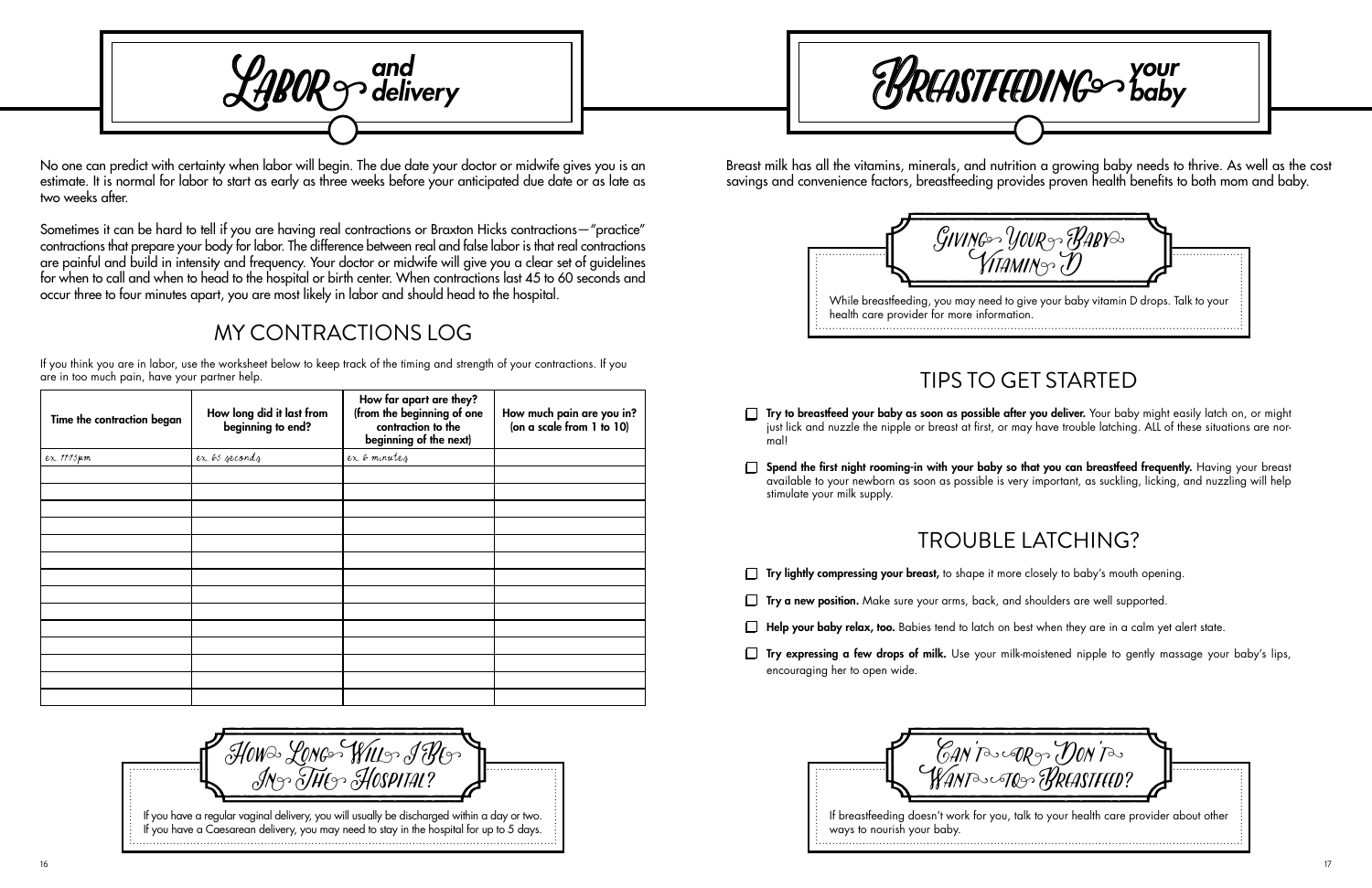# Labor and delivery

No one can predict with certainty when labor will begin. The due date your doctor or midwife gives you is an estimate. It is normal for labor to start as early as three weeks before your anticipated due date or as late as two weeks after.

Sometimes it can be hard to tell if you are having real contractions or Braxton Hicks contractions—"practice" contractions that prepare your body for labor. The difference between real and false labor is that real contractions are painful and build in intensity and frequency. Your doctor or midwife will give you a clear set of guidelines for when to call and when to head to the hospital or birth center. When contractions last 45 to 60 seconds and occur three to four minutes apart, you are most likely in labor and should head to the hospital.

## MY CONTRACTIONS LOG

If you think you are in labor, use the worksheet below to keep track of the timing and strength of your contractions. If you are in too much pain, have your partner help.

| Time the contraction began | How long did it last from beginning to end? | How far apart are they? (from the beginning of one contraction to the beginning of the next) | How much pain are you in? (on a scale from 1 to 10) |
|---|---|---|---|
| ex. 1:15pm | ex. 65 seconds | ex. 6 minutes | |
| | | | |
| | | | |
| | | | |
| | | | |
| | | | |
| | | | |
| | | | |
| | | | |
| | | | |
| | | | |
| | | | |
| | | | |
| | | | |
| | | | |

### How Long Will I Be In The Hospital?

If you have a regular vaginal delivery, you will usually be discharged within a day or two. If you have a Caesarean delivery, you may need to stay in the hospital for up to 5 days.

# Breastfeeding your baby

Breast milk has all the vitamins, minerals, and nutrition a growing baby needs to thrive. As well as the cost savings and convenience factors, breastfeeding provides proven health benefits to both mom and baby.

### Giving Your Baby Vitamin D

While breastfeeding, you may need to give your baby vitamin D drops. Talk to your health care provider for more information.

## TIPS TO GET STARTED

- [ ] **Try to breastfeed your baby as soon as possible after you deliver.** Your baby might easily latch on, or might just lick and nuzzle the nipple or breast at first, or may have trouble latching. ALL of these situations are normal!
- [ ] **Spend the first night rooming-in with your baby so that you can breastfeed frequently.** Having your breast available to your newborn as soon as possible is very important, as suckling, licking, and nuzzling will help stimulate your milk supply.

## TROUBLE LATCHING?

- [ ] **Try lightly compressing your breast,** to shape it more closely to baby's mouth opening.
- [ ] **Try a new position.** Make sure your arms, back, and shoulders are well supported.
- [ ] **Help your baby relax, too.** Babies tend to latch on best when they are in a calm yet alert state.
- [ ] **Try expressing a few drops of milk.** Use your milk-moistened nipple to gently massage your baby's lips, encouraging her to open wide.

### Can't Or Don't Want To Breastfeed?

If breastfeeding doesn't work for you, talk to your health care provider about other ways to nourish your baby.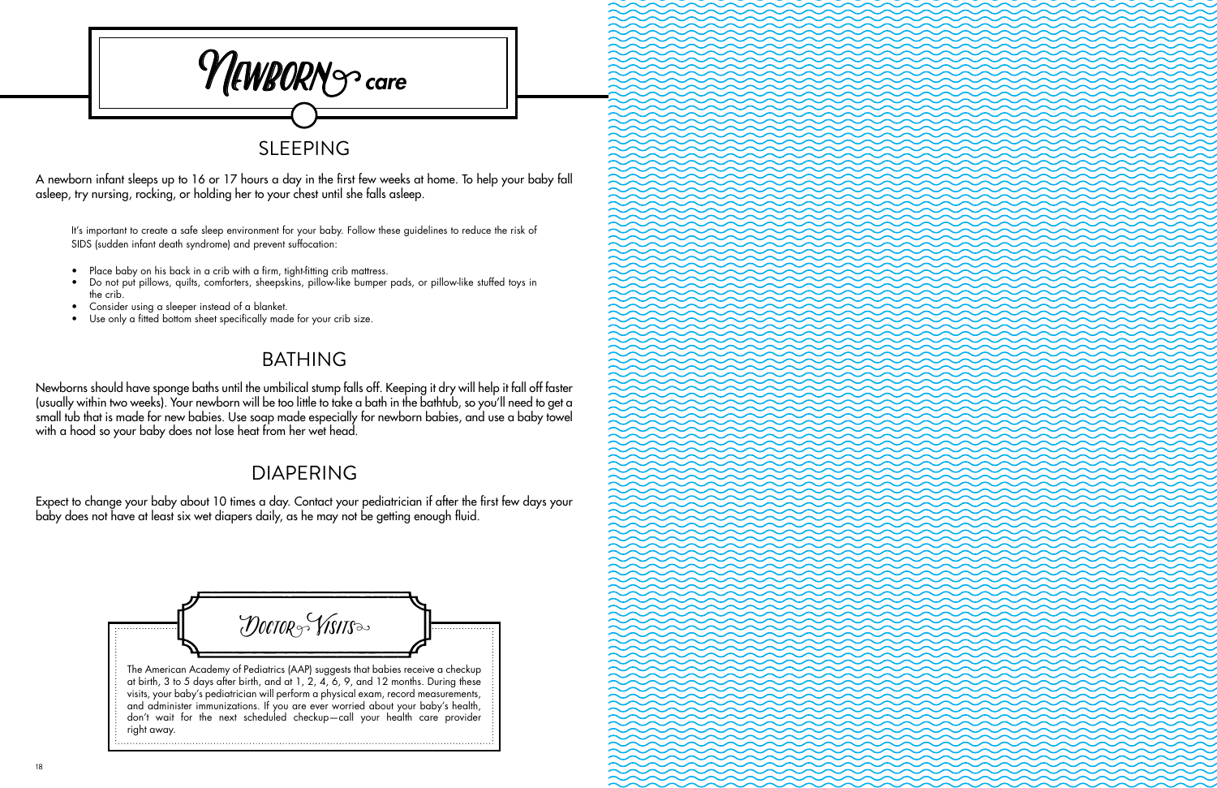# Newborn care

## SLEEPING

A newborn infant sleeps up to 16 or 17 hours a day in the first few weeks at home. To help your baby fall asleep, try nursing, rocking, or holding her to your chest until she falls asleep.

It's important to create a safe sleep environment for your baby. Follow these guidelines to reduce the risk of SIDS (sudden infant death syndrome) and prevent suffocation:

- Place baby on his back in a crib with a firm, tight-fitting crib mattress.
- Do not put pillows, quilts, comforters, sheepskins, pillow-like bumper pads, or pillow-like stuffed toys in the crib.
- Consider using a sleeper instead of a blanket.
- Use only a fitted bottom sheet specifically made for your crib size.

## BATHING

Newborns should have sponge baths until the umbilical stump falls off. Keeping it dry will help it fall off faster (usually within two weeks). Your newborn will be too little to take a bath in the bathtub, so you'll need to get a small tub that is made for new babies. Use soap made especially for newborn babies, and use a baby towel with a hood so your baby does not lose heat from her wet head.

## DIAPERING

Expect to change your baby about 10 times a day. Contact your pediatrician if after the first few days your baby does not have at least six wet diapers daily, as he may not be getting enough fluid.

## Doctor Visits

The American Academy of Pediatrics (AAP) suggests that babies receive a checkup at birth, 3 to 5 days after birth, and at 1, 2, 4, 6, 9, and 12 months. During these visits, your baby's pediatrician will perform a physical exam, record measurements, and administer immunizations. If you are ever worried about your baby's health, don't wait for the next scheduled checkup—call your health care provider right away.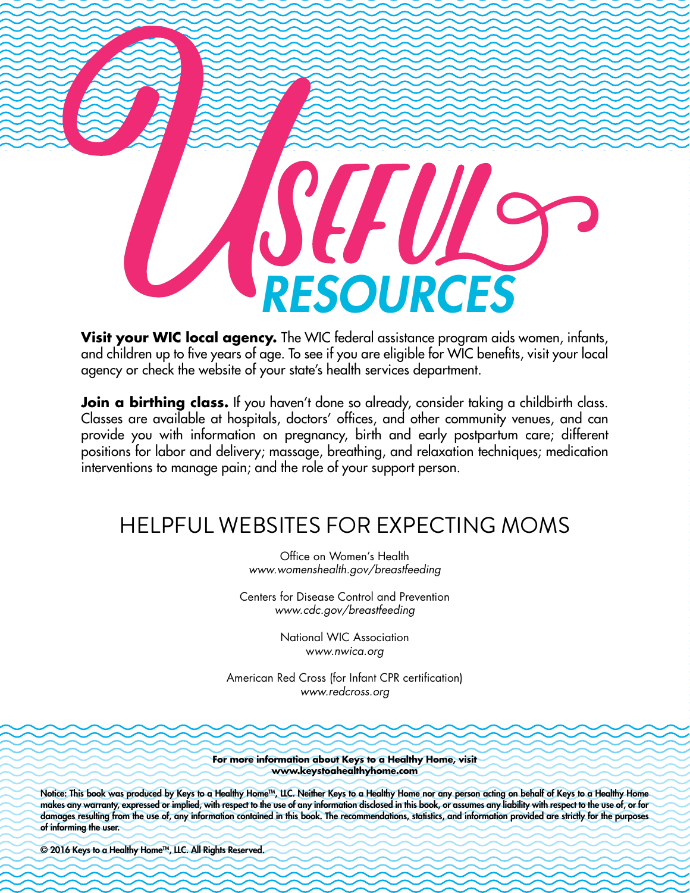# Useful Resources

**Visit your WIC local agency.** The WIC federal assistance program aids women, infants, and children up to five years of age. To see if you are eligible for WIC benefits, visit your local agency or check the website of your state's health services department.

**Join a birthing class.** If you haven't done so already, consider taking a childbirth class. Classes are available at hospitals, doctors' offices, and other community venues, and can provide you with information on pregnancy, birth and early postpartum care; different positions for labor and delivery; massage, breathing, and relaxation techniques; medication interventions to manage pain; and the role of your support person.

## HELPFUL WEBSITES FOR EXPECTING MOMS

Office on Women's Health
*www.womenshealth.gov/breastfeeding*

Centers for Disease Control and Prevention
*www.cdc.gov/breastfeeding*

National WIC Association
*www.nwica.org*

American Red Cross (for Infant CPR certification)
*www.redcross.org*

**For more information about Keys to a Healthy Home, visit www.keystoahealthyhome.com**

**Notice: This book was produced by Keys to a Healthy Home™, LLC. Neither Keys to a Healthy Home nor any person acting on behalf of Keys to a Healthy Home makes any warranty, expressed or implied, with respect to the use of any information disclosed in this book, or assumes any liability with respect to the use of, or for damages resulting from the use of, any information contained in this book. The recommendations, statistics, and information provided are strictly for the purposes of informing the user.**

**© 2016 Keys to a Healthy Home™, LLC. All Rights Reserved.**